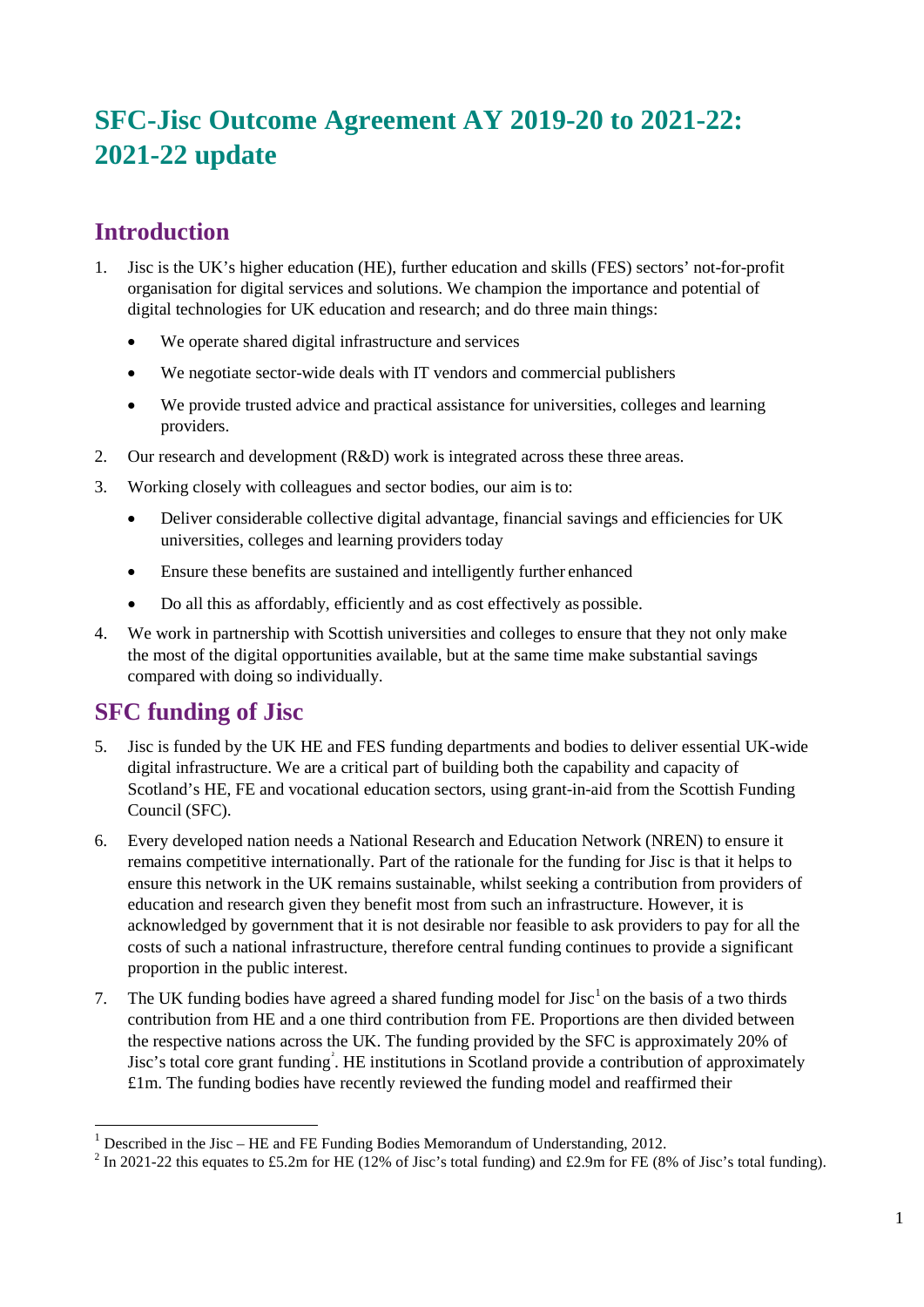# SFC-Jisc Outcome Agreement AY 2019-20 to 2021-22: 2021-22 update

## Introduction

1. Jisc is the UK's higher education (HE), further education and skills (FES) sectors' not-for-profit organisation for digital services and solutions. We champion the importance and potential of digital technologies for UK education and research; and do three main things:

   - We operate shared digital infrastructure and services
   - We negotiate sector-wide deals with IT vendors and commercial publishers
   - We provide trusted advice and practical assistance for universities, colleges and learning providers.

2. Our research and development (R&D) work is integrated across these three areas.

3. Working closely with colleagues and sector bodies, our aim is to:

   - Deliver considerable collective digital advantage, financial savings and efficiencies for UK universities, colleges and learning providers today
   - Ensure these benefits are sustained and intelligently further enhanced
   - Do all this as affordably, efficiently and as cost effectively as possible.

4. We work in partnership with Scottish universities and colleges to ensure that they not only make the most of the digital opportunities available, but at the same time make substantial savings compared with doing so individually.

## SFC funding of Jisc

5. Jisc is funded by the UK HE and FES funding departments and bodies to deliver essential UK-wide digital infrastructure. We are a critical part of building both the capability and capacity of Scotland's HE, FE and vocational education sectors, using grant-in-aid from the Scottish Funding Council (SFC).

6. Every developed nation needs a National Research and Education Network (NREN) to ensure it remains competitive internationally. Part of the rationale for the funding for Jisc is that it helps to ensure this network in the UK remains sustainable, whilst seeking a contribution from providers of education and research given they benefit most from such an infrastructure. However, it is acknowledged by government that it is not desirable nor feasible to ask providers to pay for all the costs of such a national infrastructure, therefore central funding continues to provide a significant proportion in the public interest.

7. The UK funding bodies have agreed a shared funding model for Jisc[1] on the basis of a two thirds contribution from HE and a one third contribution from FE. Proportions are then divided between the respective nations across the UK. The funding provided by the SFC is approximately 20% of Jisc's total core grant funding[2]. HE institutions in Scotland provide a contribution of approximately £1m. The funding bodies have recently reviewed the funding model and reaffirmed their

---

[1] Described in the Jisc – HE and FE Funding Bodies Memorandum of Understanding, 2012.

[2] In 2021-22 this equates to £5.2m for HE (12% of Jisc's total funding) and £2.9m for FE (8% of Jisc's total funding).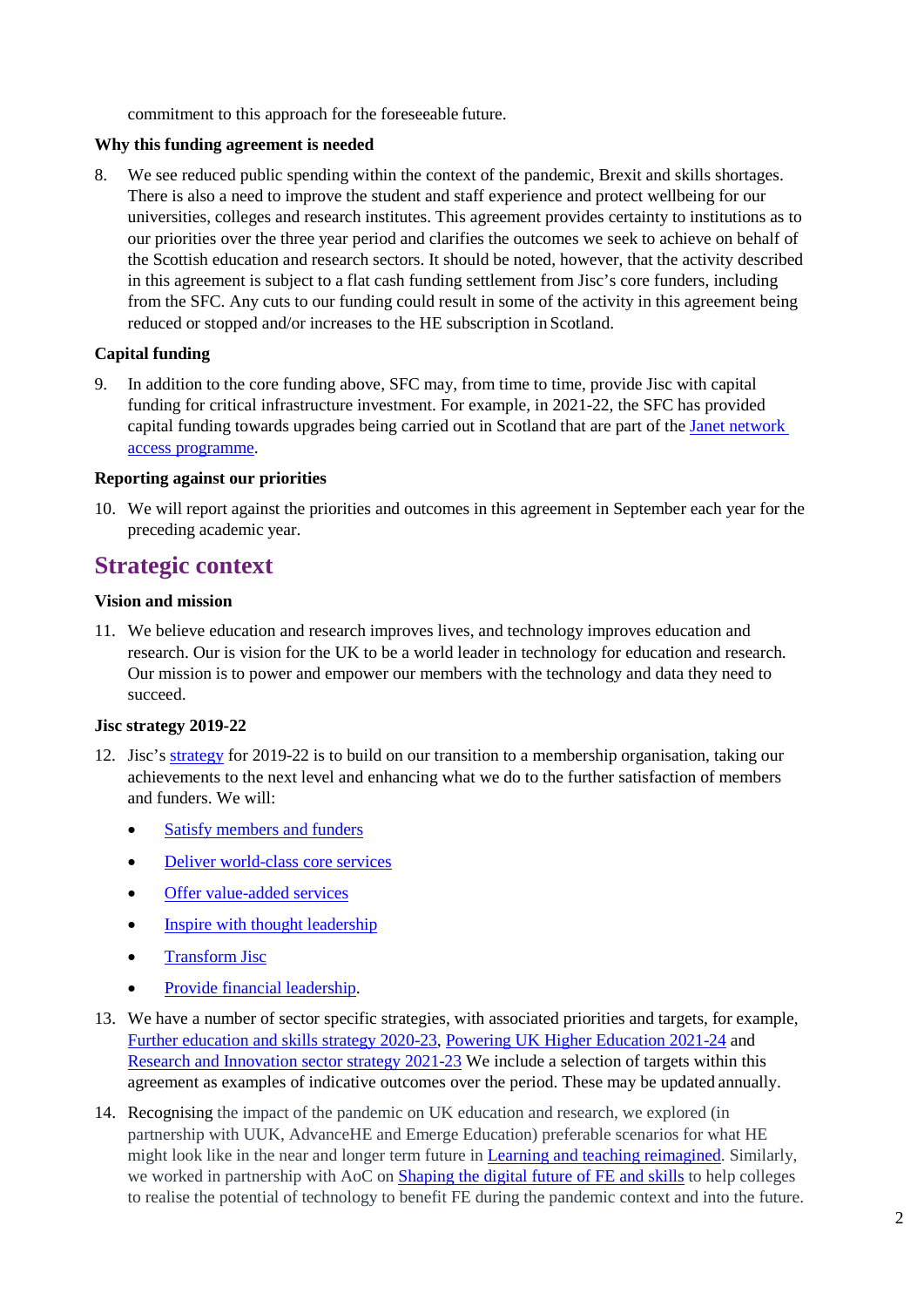commitment to this approach for the foreseeable future.

**Why this funding agreement is needed**

8. We see reduced public spending within the context of the pandemic, Brexit and skills shortages. There is also a need to improve the student and staff experience and protect wellbeing for our universities, colleges and research institutes. This agreement provides certainty to institutions as to our priorities over the three year period and clarifies the outcomes we seek to achieve on behalf of the Scottish education and research sectors. It should be noted, however, that the activity described in this agreement is subject to a flat cash funding settlement from Jisc's core funders, including from the SFC. Any cuts to our funding could result in some of the activity in this agreement being reduced or stopped and/or increases to the HE subscription in Scotland.

**Capital funding**

9. In addition to the core funding above, SFC may, from time to time, provide Jisc with capital funding for critical infrastructure investment. For example, in 2021-22, the SFC has provided capital funding towards upgrades being carried out in Scotland that are part of the Janet network access programme.

**Reporting against our priorities**

10. We will report against the priorities and outcomes in this agreement in September each year for the preceding academic year.

## Strategic context

**Vision and mission**

11. We believe education and research improves lives, and technology improves education and research. Our is vision for the UK to be a world leader in technology for education and research. Our mission is to power and empower our members with the technology and data they need to succeed.

**Jisc strategy 2019-22**

12. Jisc's strategy for 2019-22 is to build on our transition to a membership organisation, taking our achievements to the next level and enhancing what we do to the further satisfaction of members and funders. We will:

    - Satisfy members and funders
    - Deliver world-class core services
    - Offer value-added services
    - Inspire with thought leadership
    - Transform Jisc
    - Provide financial leadership.

13. We have a number of sector specific strategies, with associated priorities and targets, for example, Further education and skills strategy 2020-23, Powering UK Higher Education 2021-24 and Research and Innovation sector strategy 2021-23 We include a selection of targets within this agreement as examples of indicative outcomes over the period. These may be updated annually.

14. Recognising the impact of the pandemic on UK education and research, we explored (in partnership with UUK, AdvanceHE and Emerge Education) preferable scenarios for what HE might look like in the near and longer term future in Learning and teaching reimagined. Similarly, we worked in partnership with AoC on Shaping the digital future of FE and skills to help colleges to realise the potential of technology to benefit FE during the pandemic context and into the future.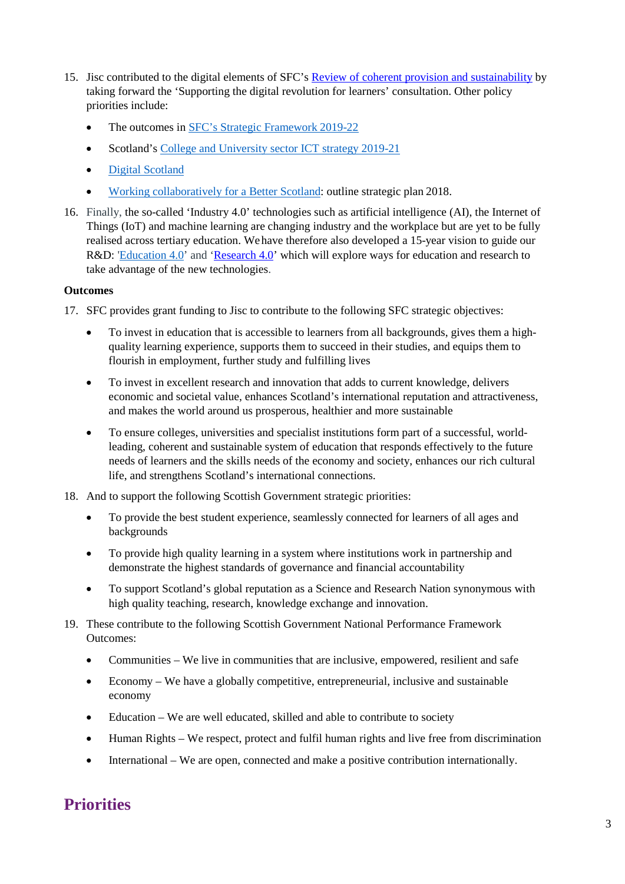15. Jisc contributed to the digital elements of SFC's Review of coherent provision and sustainability by taking forward the 'Supporting the digital revolution for learners' consultation. Other policy priorities include:

    - The outcomes in SFC's Strategic Framework 2019-22
    - Scotland's College and University sector ICT strategy 2019-21
    - Digital Scotland
    - Working collaboratively for a Better Scotland: outline strategic plan 2018.

16. Finally, the so-called 'Industry 4.0' technologies such as artificial intelligence (AI), the Internet of Things (IoT) and machine learning are changing industry and the workplace but are yet to be fully realised across tertiary education. We have therefore also developed a 15-year vision to guide our R&D: 'Education 4.0' and 'Research 4.0' which will explore ways for education and research to take advantage of the new technologies.

**Outcomes**

17. SFC provides grant funding to Jisc to contribute to the following SFC strategic objectives:

    - To invest in education that is accessible to learners from all backgrounds, gives them a high-quality learning experience, supports them to succeed in their studies, and equips them to flourish in employment, further study and fulfilling lives
    - To invest in excellent research and innovation that adds to current knowledge, delivers economic and societal value, enhances Scotland's international reputation and attractiveness, and makes the world around us prosperous, healthier and more sustainable
    - To ensure colleges, universities and specialist institutions form part of a successful, world-leading, coherent and sustainable system of education that responds effectively to the future needs of learners and the skills needs of the economy and society, enhances our rich cultural life, and strengthens Scotland's international connections.

18. And to support the following Scottish Government strategic priorities:

    - To provide the best student experience, seamlessly connected for learners of all ages and backgrounds
    - To provide high quality learning in a system where institutions work in partnership and demonstrate the highest standards of governance and financial accountability
    - To support Scotland's global reputation as a Science and Research Nation synonymous with high quality teaching, research, knowledge exchange and innovation.

19. These contribute to the following Scottish Government National Performance Framework Outcomes:

    - Communities – We live in communities that are inclusive, empowered, resilient and safe
    - Economy – We have a globally competitive, entrepreneurial, inclusive and sustainable economy
    - Education – We are well educated, skilled and able to contribute to society
    - Human Rights – We respect, protect and fulfil human rights and live free from discrimination
    - International – We are open, connected and make a positive contribution internationally.

## Priorities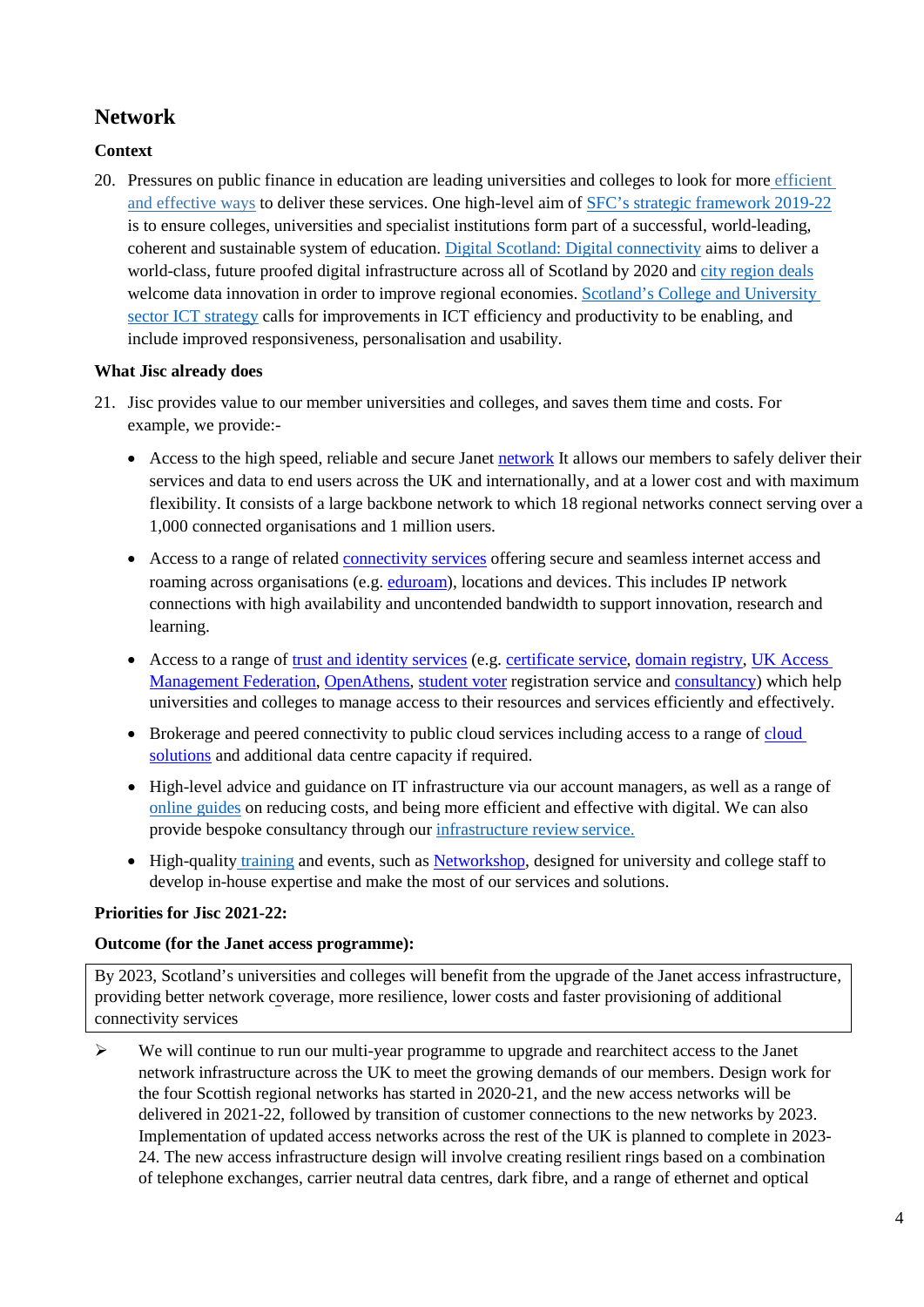## Network

### Context

20. Pressures on public finance in education are leading universities and colleges to look for more efficient and effective ways to deliver these services. One high-level aim of SFC's strategic framework 2019-22 is to ensure colleges, universities and specialist institutions form part of a successful, world-leading, coherent and sustainable system of education. Digital Scotland: Digital connectivity aims to deliver a world-class, future proofed digital infrastructure across all of Scotland by 2020 and city region deals welcome data innovation in order to improve regional economies. Scotland's College and University sector ICT strategy calls for improvements in ICT efficiency and productivity to be enabling, and include improved responsiveness, personalisation and usability.

### What Jisc already does

21. Jisc provides value to our member universities and colleges, and saves them time and costs. For example, we provide:-

    - Access to the high speed, reliable and secure Janet network It allows our members to safely deliver their services and data to end users across the UK and internationally, and at a lower cost and with maximum flexibility. It consists of a large backbone network to which 18 regional networks connect serving over a 1,000 connected organisations and 1 million users.
    - Access to a range of related connectivity services offering secure and seamless internet access and roaming across organisations (e.g. eduroam), locations and devices. This includes IP network connections with high availability and uncontended bandwidth to support innovation, research and learning.
    - Access to a range of trust and identity services (e.g. certificate service, domain registry, UK Access Management Federation, OpenAthens, student voter registration service and consultancy) which help universities and colleges to manage access to their resources and services efficiently and effectively.
    - Brokerage and peered connectivity to public cloud services including access to a range of cloud solutions and additional data centre capacity if required.
    - High-level advice and guidance on IT infrastructure via our account managers, as well as a range of online guides on reducing costs, and being more efficient and effective with digital. We can also provide bespoke consultancy through our infrastructure review service.
    - High-quality training and events, such as Networkshop, designed for university and college staff to develop in-house expertise and make the most of our services and solutions.

**Priorities for Jisc 2021-22:**

**Outcome (for the Janet access programme):**

| By 2023, Scotland's universities and colleges will benefit from the upgrade of the Janet access infrastructure, providing better network coverage, more resilience, lower costs and faster provisioning of additional connectivity services |
|---|

- We will continue to run our multi-year programme to upgrade and rearchitect access to the Janet network infrastructure across the UK to meet the growing demands of our members. Design work for the four Scottish regional networks has started in 2020-21, and the new access networks will be delivered in 2021-22, followed by transition of customer connections to the new networks by 2023. Implementation of updated access networks across the rest of the UK is planned to complete in 2023-24. The new access infrastructure design will involve creating resilient rings based on a combination of telephone exchanges, carrier neutral data centres, dark fibre, and a range of ethernet and optical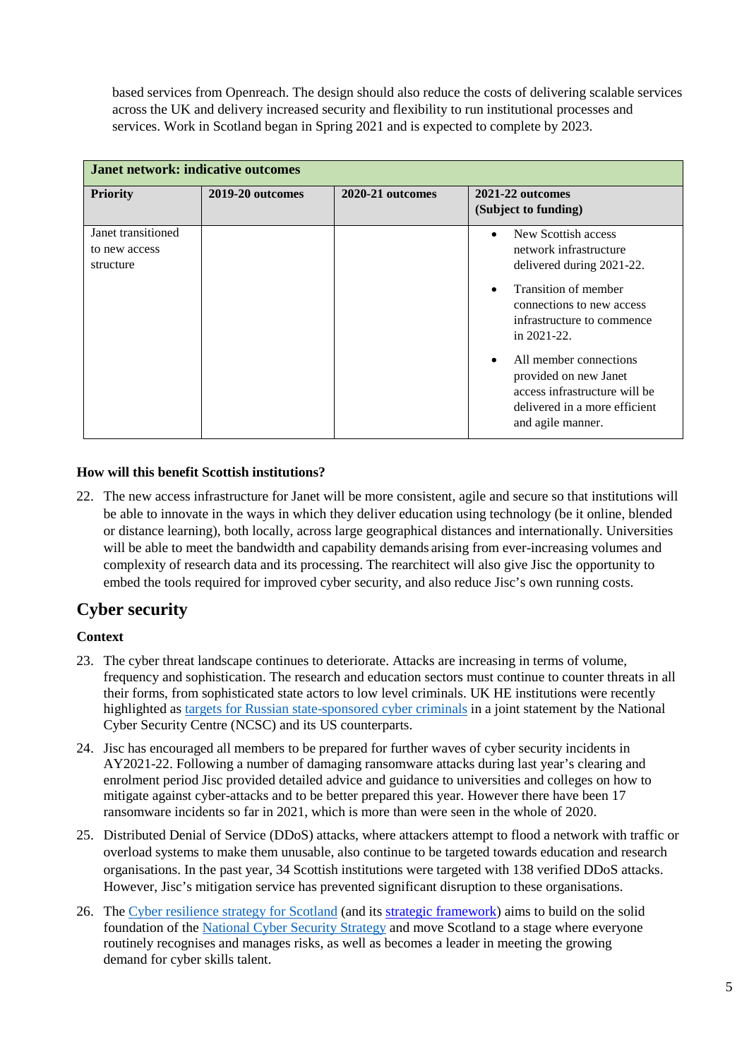based services from Openreach. The design should also reduce the costs of delivering scalable services across the UK and delivery increased security and flexibility to run institutional processes and services. Work in Scotland began in Spring 2021 and is expected to complete by 2023.

| Janet network: indicative outcomes | | | |
|---|---|---|---|
| **Priority** | **2019-20 outcomes** | **2020-21 outcomes** | **2021-22 outcomes (Subject to funding)** |
| Janet transitioned to new access structure | | | • New Scottish access network infrastructure delivered during 2021-22. <br> • Transition of member connections to new access infrastructure to commence in 2021-22. <br> • All member connections provided on new Janet access infrastructure will be delivered in a more efficient and agile manner. |

**How will this benefit Scottish institutions?**

22. The new access infrastructure for Janet will be more consistent, agile and secure so that institutions will be able to innovate in the ways in which they deliver education using technology (be it online, blended or distance learning), both locally, across large geographical distances and internationally. Universities will be able to meet the bandwidth and capability demands arising from ever-increasing volumes and complexity of research data and its processing. The rearchitect will also give Jisc the opportunity to embed the tools required for improved cyber security, and also reduce Jisc's own running costs.

## Cyber security

**Context**

23. The cyber threat landscape continues to deteriorate. Attacks are increasing in terms of volume, frequency and sophistication. The research and education sectors must continue to counter threats in all their forms, from sophisticated state actors to low level criminals. UK HE institutions were recently highlighted as targets for Russian state-sponsored cyber criminals in a joint statement by the National Cyber Security Centre (NCSC) and its US counterparts.

24. Jisc has encouraged all members to be prepared for further waves of cyber security incidents in AY2021-22. Following a number of damaging ransomware attacks during last year's clearing and enrolment period Jisc provided detailed advice and guidance to universities and colleges on how to mitigate against cyber-attacks and to be better prepared this year. However there have been 17 ransomware incidents so far in 2021, which is more than were seen in the whole of 2020.

25. Distributed Denial of Service (DDoS) attacks, where attackers attempt to flood a network with traffic or overload systems to make them unusable, also continue to be targeted towards education and research organisations. In the past year, 34 Scottish institutions were targeted with 138 verified DDoS attacks. However, Jisc's mitigation service has prevented significant disruption to these organisations.

26. The Cyber resilience strategy for Scotland (and its strategic framework) aims to build on the solid foundation of the National Cyber Security Strategy and move Scotland to a stage where everyone routinely recognises and manages risks, as well as becomes a leader in meeting the growing demand for cyber skills talent.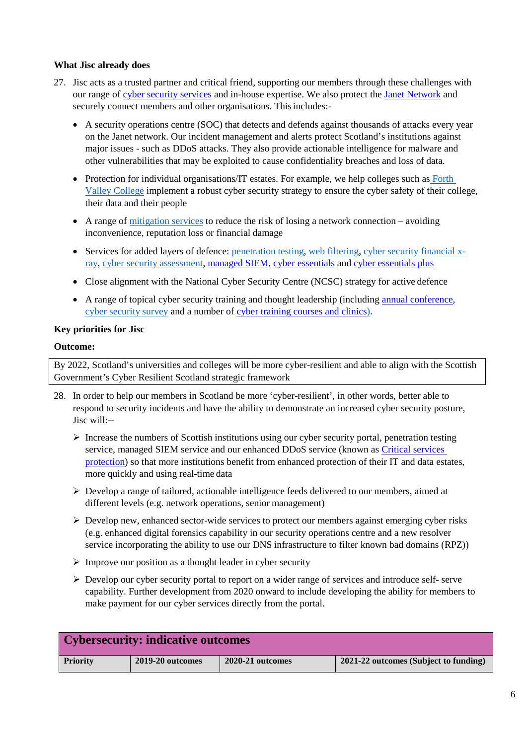**What Jisc already does**

27. Jisc acts as a trusted partner and critical friend, supporting our members through these challenges with our range of cyber security services and in-house expertise. We also protect the Janet Network and securely connect members and other organisations. This includes:-

- A security operations centre (SOC) that detects and defends against thousands of attacks every year on the Janet network. Our incident management and alerts protect Scotland's institutions against major issues - such as DDoS attacks. They also provide actionable intelligence for malware and other vulnerabilities that may be exploited to cause confidentiality breaches and loss of data.
- Protection for individual organisations/IT estates. For example, we help colleges such as Forth Valley College implement a robust cyber security strategy to ensure the cyber safety of their college, their data and their people
- A range of mitigation services to reduce the risk of losing a network connection – avoiding inconvenience, reputation loss or financial damage
- Services for added layers of defence: penetration testing, web filtering, cyber security financial x-ray, cyber security assessment, managed SIEM, cyber essentials and cyber essentials plus
- Close alignment with the National Cyber Security Centre (NCSC) strategy for active defence
- A range of topical cyber security training and thought leadership (including annual conference, cyber security survey and a number of cyber training courses and clinics).

**Key priorities for Jisc**

**Outcome:**

| By 2022, Scotland's universities and colleges will be more cyber-resilient and able to align with the Scottish Government's Cyber Resilient Scotland strategic framework |
|---|

28. In order to help our members in Scotland be more 'cyber-resilient', in other words, better able to respond to security incidents and have the ability to demonstrate an increased cyber security posture, Jisc will:--

- Increase the numbers of Scottish institutions using our cyber security portal, penetration testing service, managed SIEM service and our enhanced DDoS service (known as Critical services protection) so that more institutions benefit from enhanced protection of their IT and data estates, more quickly and using real-time data
- Develop a range of tailored, actionable intelligence feeds delivered to our members, aimed at different levels (e.g. network operations, senior management)
- Develop new, enhanced sector-wide services to protect our members against emerging cyber risks (e.g. enhanced digital forensics capability in our security operations centre and a new resolver service incorporating the ability to use our DNS infrastructure to filter known bad domains (RPZ))
- Improve our position as a thought leader in cyber security
- Develop our cyber security portal to report on a wider range of services and introduce self- serve capability. Further development from 2020 onward to include developing the ability for members to make payment for our cyber services directly from the portal.

| **Cybersecurity: indicative outcomes** | | | |
|---|---|---|---|
| **Priority** | **2019-20 outcomes** | **2020-21 outcomes** | **2021-22 outcomes (Subject to funding)** |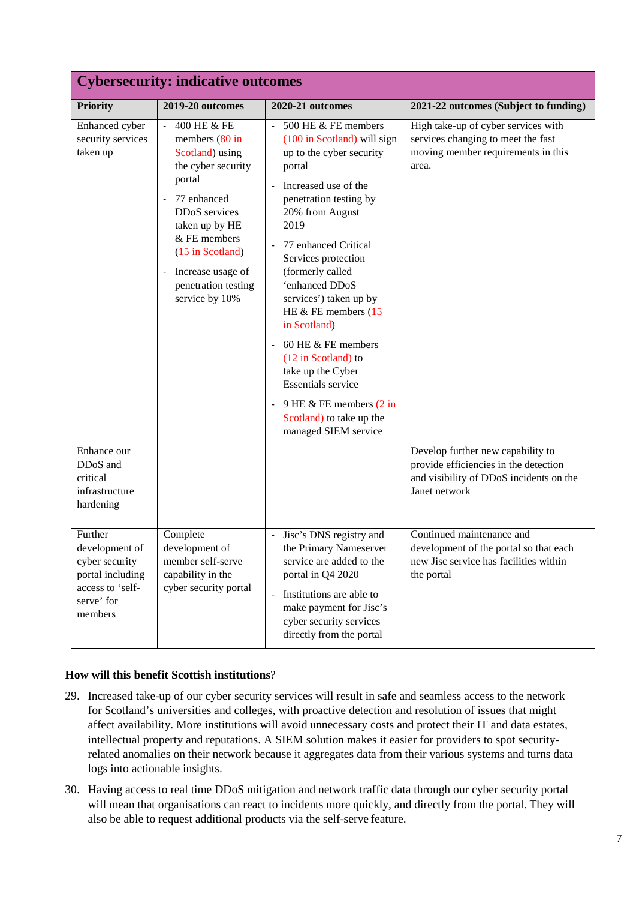| Cybersecurity: indicative outcomes | | | |
|---|---|---|---|
| **Priority** | **2019-20 outcomes** | **2020-21 outcomes** | **2021-22 outcomes (Subject to funding)** |
| Enhanced cyber security services taken up | - 400 HE & FE members (80 in Scotland) using the cyber security portal<br>- 77 enhanced DDoS services taken up by HE & FE members (15 in Scotland)<br>- Increase usage of penetration testing service by 10% | - 500 HE & FE members (100 in Scotland) will sign up to the cyber security portal<br>- Increased use of the penetration testing by 20% from August 2019<br>- 77 enhanced Critical Services protection (formerly called 'enhanced DDoS services') taken up by HE & FE members (15 in Scotland)<br>- 60 HE & FE members (12 in Scotland) to take up the Cyber Essentials service<br>- 9 HE & FE members (2 in Scotland) to take up the managed SIEM service | High take-up of cyber services with services changing to meet the fast moving member requirements in this area. |
| Enhance our DDoS and critical infrastructure hardening | | | Develop further new capability to provide efficiencies in the detection and visibility of DDoS incidents on the Janet network |
| Further development of cyber security portal including access to 'self-serve' for members | Complete development of member self-serve capability in the cyber security portal | - Jisc's DNS registry and the Primary Nameserver service are added to the portal in Q4 2020<br>- Institutions are able to make payment for Jisc's cyber security services directly from the portal | Continued maintenance and development of the portal so that each new Jisc service has facilities within the portal |

**How will this benefit Scottish institutions**?

29. Increased take-up of our cyber security services will result in safe and seamless access to the network for Scotland's universities and colleges, with proactive detection and resolution of issues that might affect availability. More institutions will avoid unnecessary costs and protect their IT and data estates, intellectual property and reputations. A SIEM solution makes it easier for providers to spot security-related anomalies on their network because it aggregates data from their various systems and turns data logs into actionable insights.

30. Having access to real time DDoS mitigation and network traffic data through our cyber security portal will mean that organisations can react to incidents more quickly, and directly from the portal. They will also be able to request additional products via the self-serve feature.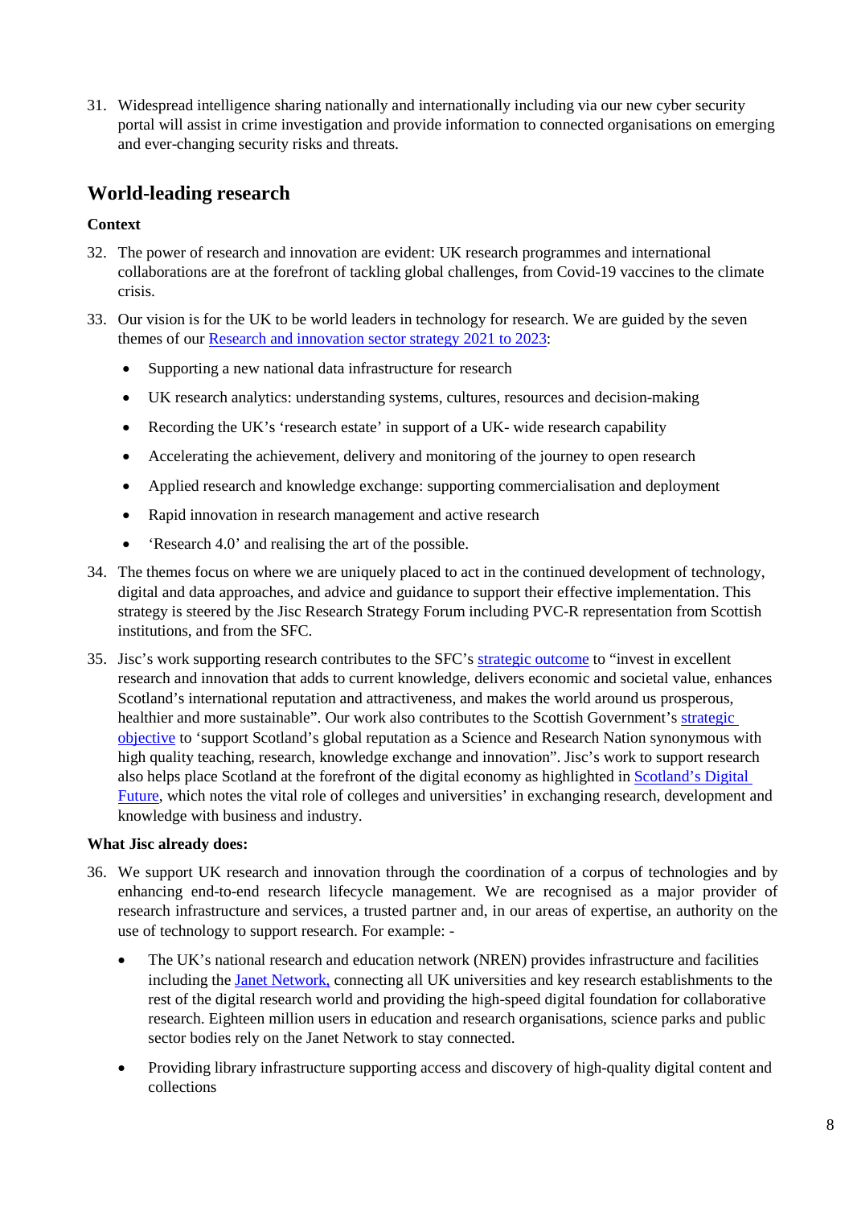31. Widespread intelligence sharing nationally and internationally including via our new cyber security portal will assist in crime investigation and provide information to connected organisations on emerging and ever-changing security risks and threats.

## World-leading research

**Context**

32. The power of research and innovation are evident: UK research programmes and international collaborations are at the forefront of tackling global challenges, from Covid-19 vaccines to the climate crisis.

33. Our vision is for the UK to be world leaders in technology for research. We are guided by the seven themes of our Research and innovation sector strategy 2021 to 2023:

    - Supporting a new national data infrastructure for research
    - UK research analytics: understanding systems, cultures, resources and decision-making
    - Recording the UK's 'research estate' in support of a UK- wide research capability
    - Accelerating the achievement, delivery and monitoring of the journey to open research
    - Applied research and knowledge exchange: supporting commercialisation and deployment
    - Rapid innovation in research management and active research
    - 'Research 4.0' and realising the art of the possible.

34. The themes focus on where we are uniquely placed to act in the continued development of technology, digital and data approaches, and advice and guidance to support their effective implementation. This strategy is steered by the Jisc Research Strategy Forum including PVC-R representation from Scottish institutions, and from the SFC.

35. Jisc's work supporting research contributes to the SFC's strategic outcome to "invest in excellent research and innovation that adds to current knowledge, delivers economic and societal value, enhances Scotland's international reputation and attractiveness, and makes the world around us prosperous, healthier and more sustainable". Our work also contributes to the Scottish Government's strategic objective to 'support Scotland's global reputation as a Science and Research Nation synonymous with high quality teaching, research, knowledge exchange and innovation". Jisc's work to support research also helps place Scotland at the forefront of the digital economy as highlighted in Scotland's Digital Future, which notes the vital role of colleges and universities' in exchanging research, development and knowledge with business and industry.

**What Jisc already does:**

36. We support UK research and innovation through the coordination of a corpus of technologies and by enhancing end-to-end research lifecycle management. We are recognised as a major provider of research infrastructure and services, a trusted partner and, in our areas of expertise, an authority on the use of technology to support research. For example: -

    - The UK's national research and education network (NREN) provides infrastructure and facilities including the Janet Network, connecting all UK universities and key research establishments to the rest of the digital research world and providing the high-speed digital foundation for collaborative research. Eighteen million users in education and research organisations, science parks and public sector bodies rely on the Janet Network to stay connected.
    - Providing library infrastructure supporting access and discovery of high-quality digital content and collections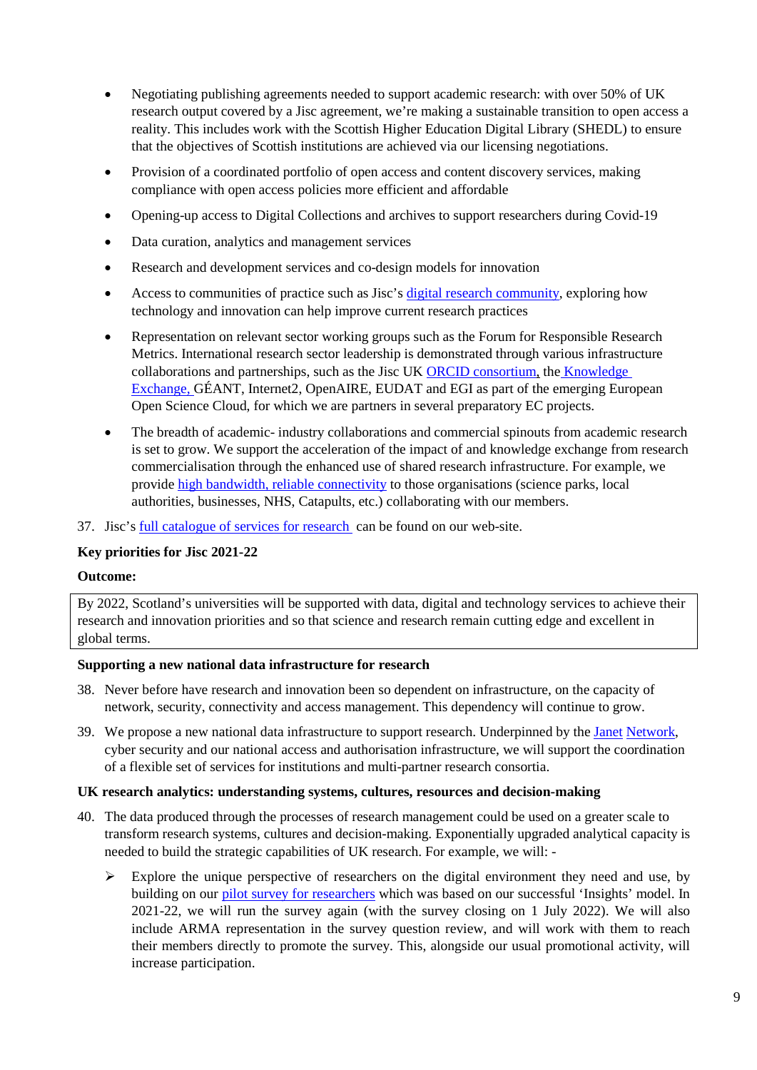- Negotiating publishing agreements needed to support academic research: with over 50% of UK research output covered by a Jisc agreement, we're making a sustainable transition to open access a reality. This includes work with the Scottish Higher Education Digital Library (SHEDL) to ensure that the objectives of Scottish institutions are achieved via our licensing negotiations.
- Provision of a coordinated portfolio of open access and content discovery services, making compliance with open access policies more efficient and affordable
- Opening-up access to Digital Collections and archives to support researchers during Covid-19
- Data curation, analytics and management services
- Research and development services and co-design models for innovation
- Access to communities of practice such as Jisc's digital research community, exploring how technology and innovation can help improve current research practices
- Representation on relevant sector working groups such as the Forum for Responsible Research Metrics. International research sector leadership is demonstrated through various infrastructure collaborations and partnerships, such as the Jisc UK ORCID consortium, the Knowledge Exchange, GÉANT, Internet2, OpenAIRE, EUDAT and EGI as part of the emerging European Open Science Cloud, for which we are partners in several preparatory EC projects.
- The breadth of academic- industry collaborations and commercial spinouts from academic research is set to grow. We support the acceleration of the impact of and knowledge exchange from research commercialisation through the enhanced use of shared research infrastructure. For example, we provide high bandwidth, reliable connectivity to those organisations (science parks, local authorities, businesses, NHS, Catapults, etc.) collaborating with our members.

37. Jisc's full catalogue of services for research can be found on our web-site.

**Key priorities for Jisc 2021-22**

**Outcome:**

| By 2022, Scotland's universities will be supported with data, digital and technology services to achieve their research and innovation priorities and so that science and research remain cutting edge and excellent in global terms. |
|---|

**Supporting a new national data infrastructure for research**

38. Never before have research and innovation been so dependent on infrastructure, on the capacity of network, security, connectivity and access management. This dependency will continue to grow.

39. We propose a new national data infrastructure to support research. Underpinned by the Janet Network, cyber security and our national access and authorisation infrastructure, we will support the coordination of a flexible set of services for institutions and multi-partner research consortia.

**UK research analytics: understanding systems, cultures, resources and decision-making**

40. The data produced through the processes of research management could be used on a greater scale to transform research systems, cultures and decision-making. Exponentially upgraded analytical capacity is needed to build the strategic capabilities of UK research. For example, we will: -

    - Explore the unique perspective of researchers on the digital environment they need and use, by building on our pilot survey for researchers which was based on our successful 'Insights' model. In 2021-22, we will run the survey again (with the survey closing on 1 July 2022). We will also include ARMA representation in the survey question review, and will work with them to reach their members directly to promote the survey. This, alongside our usual promotional activity, will increase participation.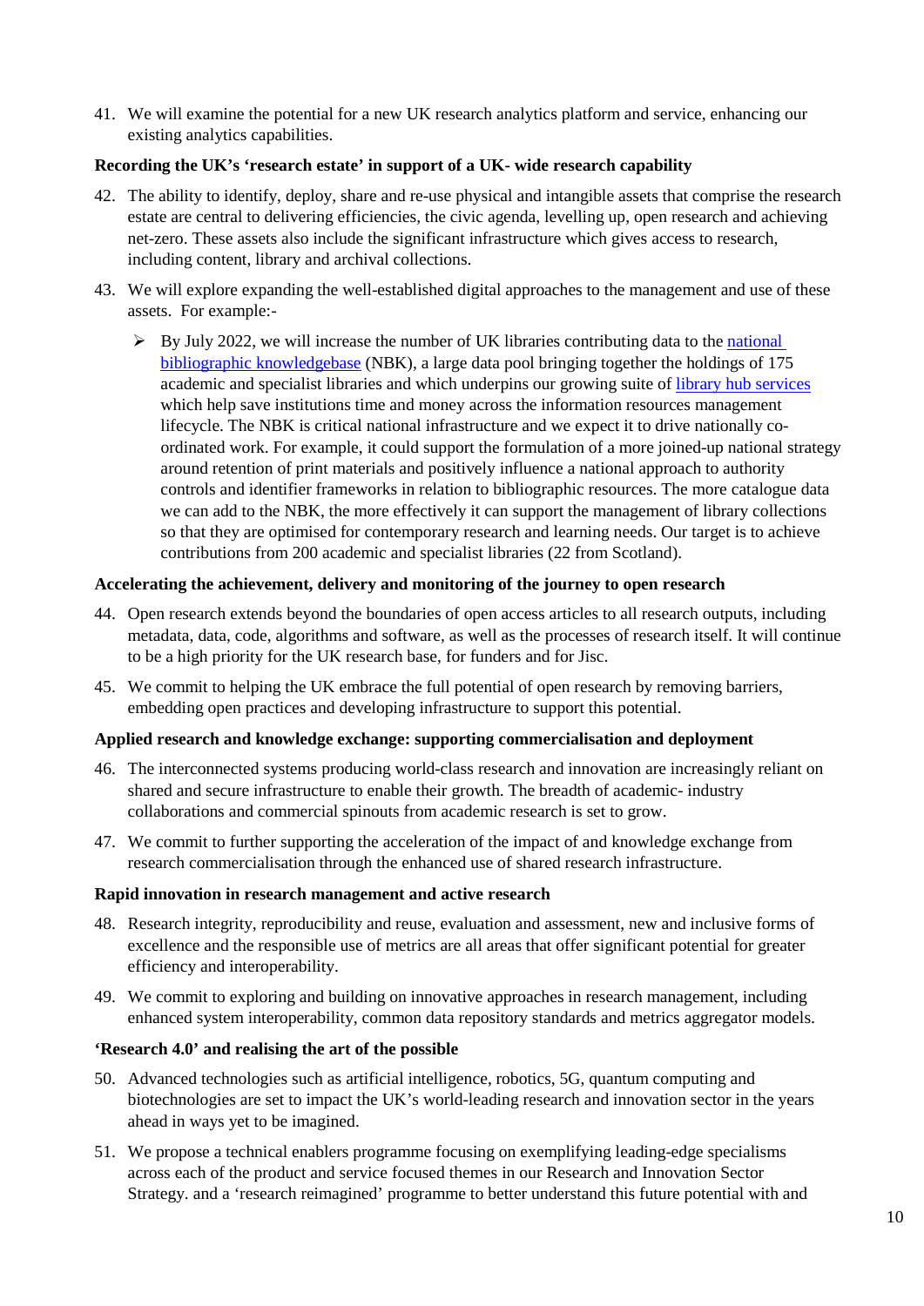41. We will examine the potential for a new UK research analytics platform and service, enhancing our existing analytics capabilities.

**Recording the UK's 'research estate' in support of a UK- wide research capability**

42. The ability to identify, deploy, share and re-use physical and intangible assets that comprise the research estate are central to delivering efficiencies, the civic agenda, levelling up, open research and achieving net-zero. These assets also include the significant infrastructure which gives access to research, including content, library and archival collections.

43. We will explore expanding the well-established digital approaches to the management and use of these assets. For example:-

    - By July 2022, we will increase the number of UK libraries contributing data to the [national bibliographic knowledgebase]() (NBK), a large data pool bringing together the holdings of 175 academic and specialist libraries and which underpins our growing suite of [library hub services]() which help save institutions time and money across the information resources management lifecycle. The NBK is critical national infrastructure and we expect it to drive nationally co-ordinated work. For example, it could support the formulation of a more joined-up national strategy around retention of print materials and positively influence a national approach to authority controls and identifier frameworks in relation to bibliographic resources. The more catalogue data we can add to the NBK, the more effectively it can support the management of library collections so that they are optimised for contemporary research and learning needs. Our target is to achieve contributions from 200 academic and specialist libraries (22 from Scotland).

**Accelerating the achievement, delivery and monitoring of the journey to open research**

44. Open research extends beyond the boundaries of open access articles to all research outputs, including metadata, data, code, algorithms and software, as well as the processes of research itself. It will continue to be a high priority for the UK research base, for funders and for Jisc.

45. We commit to helping the UK embrace the full potential of open research by removing barriers, embedding open practices and developing infrastructure to support this potential.

**Applied research and knowledge exchange: supporting commercialisation and deployment**

46. The interconnected systems producing world-class research and innovation are increasingly reliant on shared and secure infrastructure to enable their growth. The breadth of academic- industry collaborations and commercial spinouts from academic research is set to grow.

47. We commit to further supporting the acceleration of the impact of and knowledge exchange from research commercialisation through the enhanced use of shared research infrastructure.

**Rapid innovation in research management and active research**

48. Research integrity, reproducibility and reuse, evaluation and assessment, new and inclusive forms of excellence and the responsible use of metrics are all areas that offer significant potential for greater efficiency and interoperability.

49. We commit to exploring and building on innovative approaches in research management, including enhanced system interoperability, common data repository standards and metrics aggregator models.

**'Research 4.0' and realising the art of the possible**

50. Advanced technologies such as artificial intelligence, robotics, 5G, quantum computing and biotechnologies are set to impact the UK's world-leading research and innovation sector in the years ahead in ways yet to be imagined.

51. We propose a technical enablers programme focusing on exemplifying leading-edge specialisms across each of the product and service focused themes in our Research and Innovation Sector Strategy. and a 'research reimagined' programme to better understand this future potential with and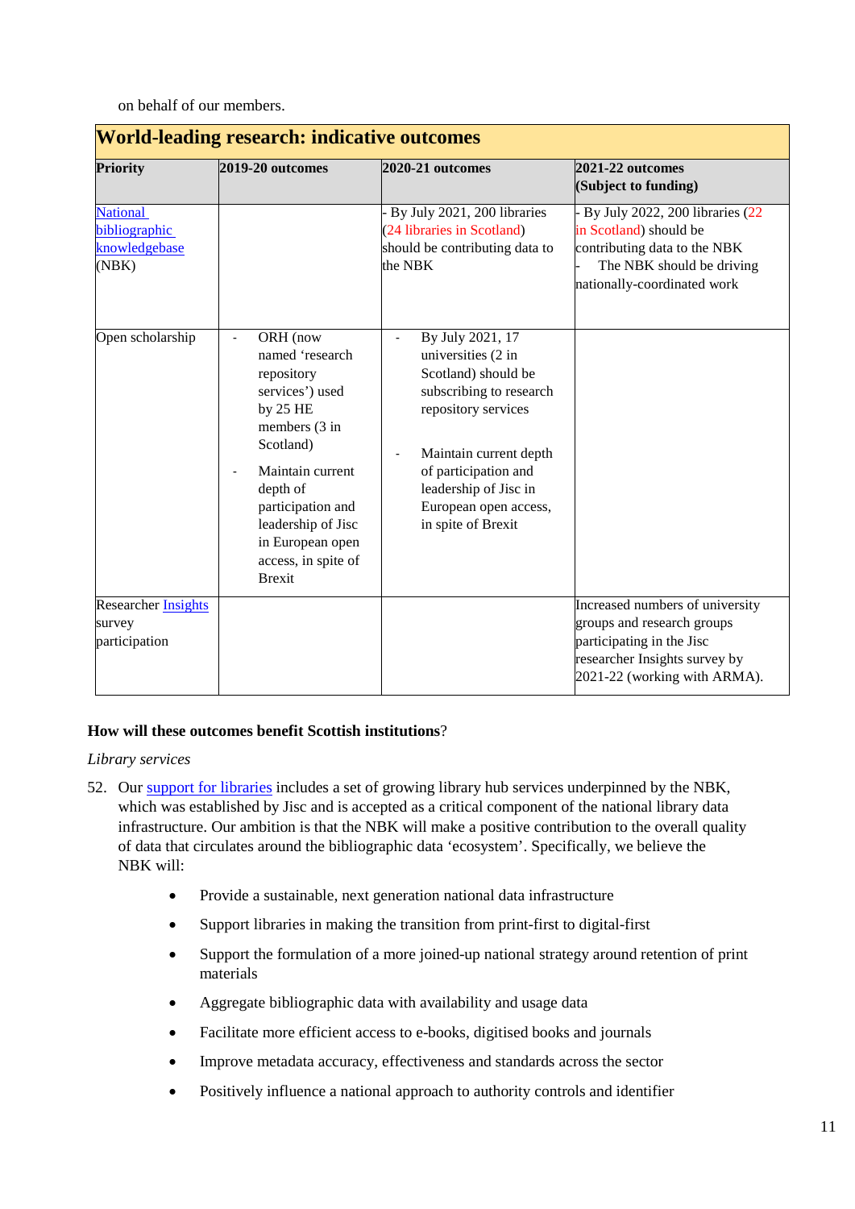on behalf of our members.

**World-leading research: indicative outcomes**

| Priority | 2019-20 outcomes | 2020-21 outcomes | 2021-22 outcomes (Subject to funding) |
|---|---|---|---|
| National bibliographic knowledgebase (NBK) | | - By July 2021, 200 libraries (24 libraries in Scotland) should be contributing data to the NBK | - By July 2022, 200 libraries (22 in Scotland) should be contributing data to the NBK<br>- The NBK should be driving nationally-coordinated work |
| Open scholarship | - ORH (now named 'research repository services') used by 25 HE members (3 in Scotland)<br>- Maintain current depth of participation and leadership of Jisc in European open access, in spite of Brexit | - By July 2021, 17 universities (2 in Scotland) should be subscribing to research repository services<br>- Maintain current depth of participation and leadership of Jisc in European open access, in spite of Brexit | |
| Researcher Insights survey participation | | | Increased numbers of university groups and research groups participating in the Jisc researcher Insights survey by 2021-22 (working with ARMA). |

**How will these outcomes benefit Scottish institutions**?

*Library services*

52. Our support for libraries includes a set of growing library hub services underpinned by the NBK, which was established by Jisc and is accepted as a critical component of the national library data infrastructure. Our ambition is that the NBK will make a positive contribution to the overall quality of data that circulates around the bibliographic data 'ecosystem'. Specifically, we believe the NBK will:

- Provide a sustainable, next generation national data infrastructure
- Support libraries in making the transition from print-first to digital-first
- Support the formulation of a more joined-up national strategy around retention of print materials
- Aggregate bibliographic data with availability and usage data
- Facilitate more efficient access to e-books, digitised books and journals
- Improve metadata accuracy, effectiveness and standards across the sector
- Positively influence a national approach to authority controls and identifier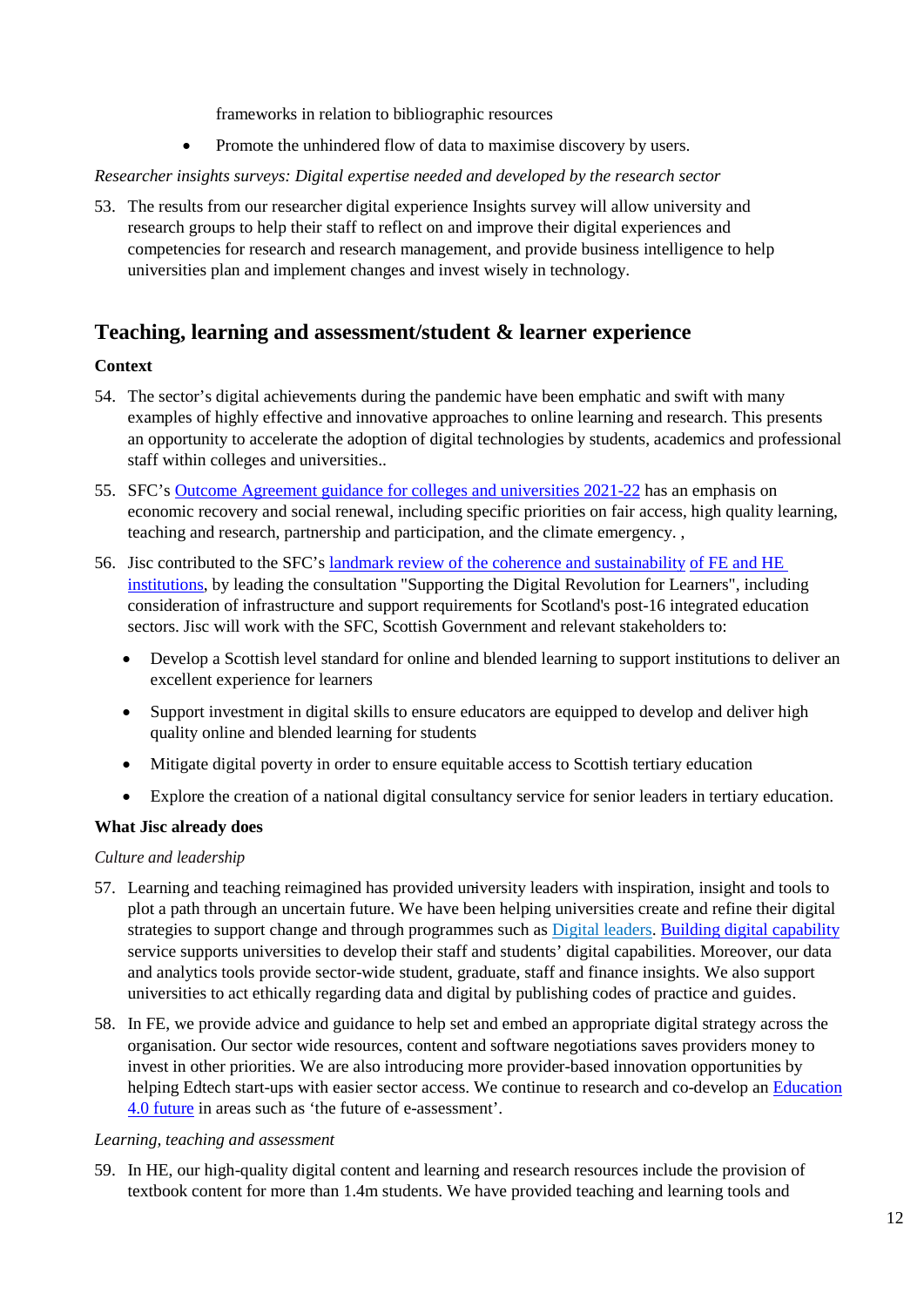frameworks in relation to bibliographic resources

- Promote the unhindered flow of data to maximise discovery by users.

*Researcher insights surveys: Digital expertise needed and developed by the research sector*

53. The results from our researcher digital experience Insights survey will allow university and research groups to help their staff to reflect on and improve their digital experiences and competencies for research and research management, and provide business intelligence to help universities plan and implement changes and invest wisely in technology.

## Teaching, learning and assessment/student & learner experience

**Context**

54. The sector's digital achievements during the pandemic have been emphatic and swift with many examples of highly effective and innovative approaches to online learning and research. This presents an opportunity to accelerate the adoption of digital technologies by students, academics and professional staff within colleges and universities..

55. SFC's Outcome Agreement guidance for colleges and universities 2021-22 has an emphasis on economic recovery and social renewal, including specific priorities on fair access, high quality learning, teaching and research, partnership and participation, and the climate emergency. ,

56. Jisc contributed to the SFC's landmark review of the coherence and sustainability of FE and HE institutions, by leading the consultation "Supporting the Digital Revolution for Learners", including consideration of infrastructure and support requirements for Scotland's post-16 integrated education sectors. Jisc will work with the SFC, Scottish Government and relevant stakeholders to:

    - Develop a Scottish level standard for online and blended learning to support institutions to deliver an excellent experience for learners
    - Support investment in digital skills to ensure educators are equipped to develop and deliver high quality online and blended learning for students
    - Mitigate digital poverty in order to ensure equitable access to Scottish tertiary education
    - Explore the creation of a national digital consultancy service for senior leaders in tertiary education.

**What Jisc already does**

*Culture and leadership*

57. Learning and teaching reimagined has provided university leaders with inspiration, insight and tools to plot a path through an uncertain future. We have been helping universities create and refine their digital strategies to support change and through programmes such as Digital leaders. Building digital capability service supports universities to develop their staff and students' digital capabilities. Moreover, our data and analytics tools provide sector-wide student, graduate, staff and finance insights. We also support universities to act ethically regarding data and digital by publishing codes of practice and guides.

58. In FE, we provide advice and guidance to help set and embed an appropriate digital strategy across the organisation. Our sector wide resources, content and software negotiations saves providers money to invest in other priorities. We are also introducing more provider-based innovation opportunities by helping Edtech start-ups with easier sector access. We continue to research and co-develop an Education 4.0 future in areas such as 'the future of e-assessment'.

*Learning, teaching and assessment*

59. In HE, our high-quality digital content and learning and research resources include the provision of textbook content for more than 1.4m students. We have provided teaching and learning tools and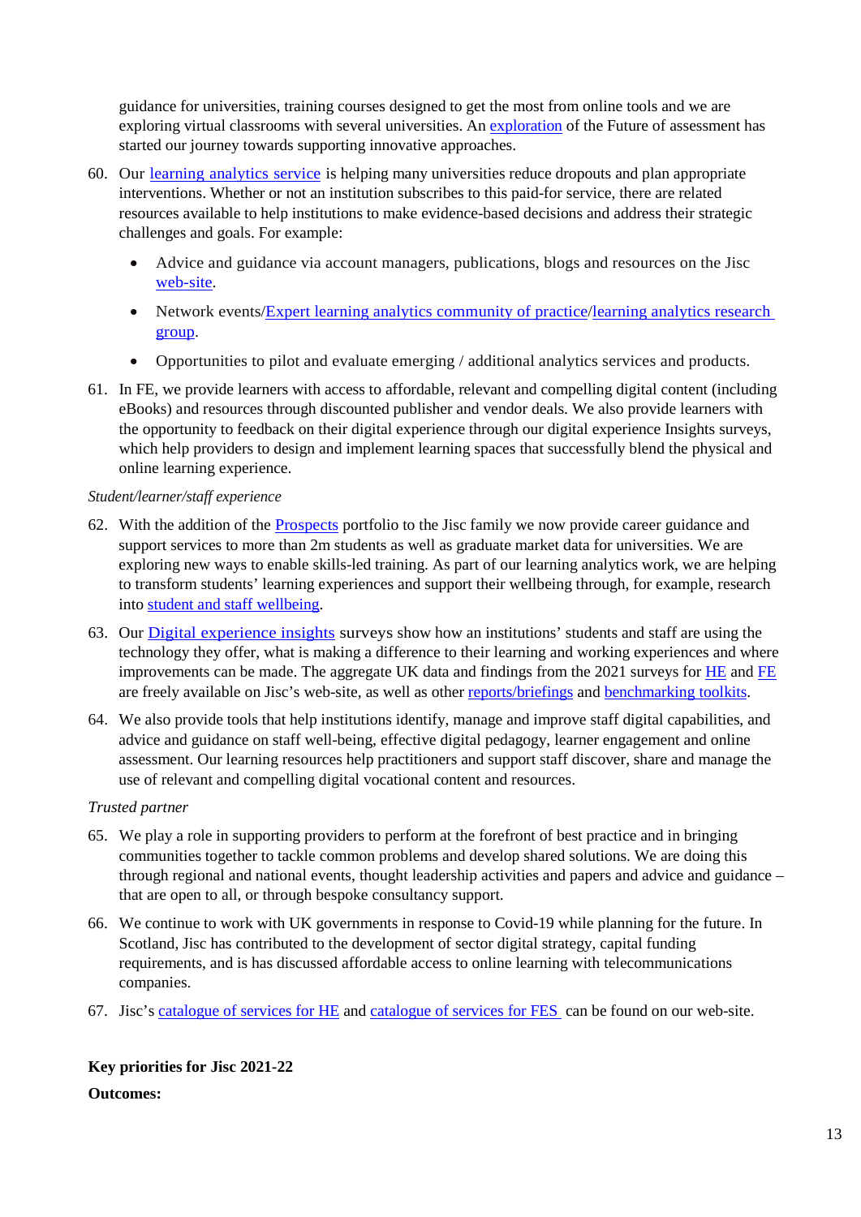guidance for universities, training courses designed to get the most from online tools and we are exploring virtual classrooms with several universities. An exploration of the Future of assessment has started our journey towards supporting innovative approaches.

60. Our learning analytics service is helping many universities reduce dropouts and plan appropriate interventions. Whether or not an institution subscribes to this paid-for service, there are related resources available to help institutions to make evidence-based decisions and address their strategic challenges and goals. For example:

    - Advice and guidance via account managers, publications, blogs and resources on the Jisc web-site.
    - Network events/Expert learning analytics community of practice/learning analytics research group.
    - Opportunities to pilot and evaluate emerging / additional analytics services and products.

61. In FE, we provide learners with access to affordable, relevant and compelling digital content (including eBooks) and resources through discounted publisher and vendor deals. We also provide learners with the opportunity to feedback on their digital experience through our digital experience Insights surveys, which help providers to design and implement learning spaces that successfully blend the physical and online learning experience.

*Student/learner/staff experience*

62. With the addition of the Prospects portfolio to the Jisc family we now provide career guidance and support services to more than 2m students as well as graduate market data for universities. We are exploring new ways to enable skills-led training. As part of our learning analytics work, we are helping to transform students' learning experiences and support their wellbeing through, for example, research into student and staff wellbeing.

63. Our Digital experience insights surveys show how an institutions' students and staff are using the technology they offer, what is making a difference to their learning and working experiences and where improvements can be made. The aggregate UK data and findings from the 2021 surveys for HE and FE are freely available on Jisc's web-site, as well as other reports/briefings and benchmarking toolkits.

64. We also provide tools that help institutions identify, manage and improve staff digital capabilities, and advice and guidance on staff well-being, effective digital pedagogy, learner engagement and online assessment. Our learning resources help practitioners and support staff discover, share and manage the use of relevant and compelling digital vocational content and resources.

*Trusted partner*

65. We play a role in supporting providers to perform at the forefront of best practice and in bringing communities together to tackle common problems and develop shared solutions. We are doing this through regional and national events, thought leadership activities and papers and advice and guidance – that are open to all, or through bespoke consultancy support.

66. We continue to work with UK governments in response to Covid-19 while planning for the future. In Scotland, Jisc has contributed to the development of sector digital strategy, capital funding requirements, and is has discussed affordable access to online learning with telecommunications companies.

67. Jisc's catalogue of services for HE and catalogue of services for FES can be found on our web-site.

**Key priorities for Jisc 2021-22**

**Outcomes:**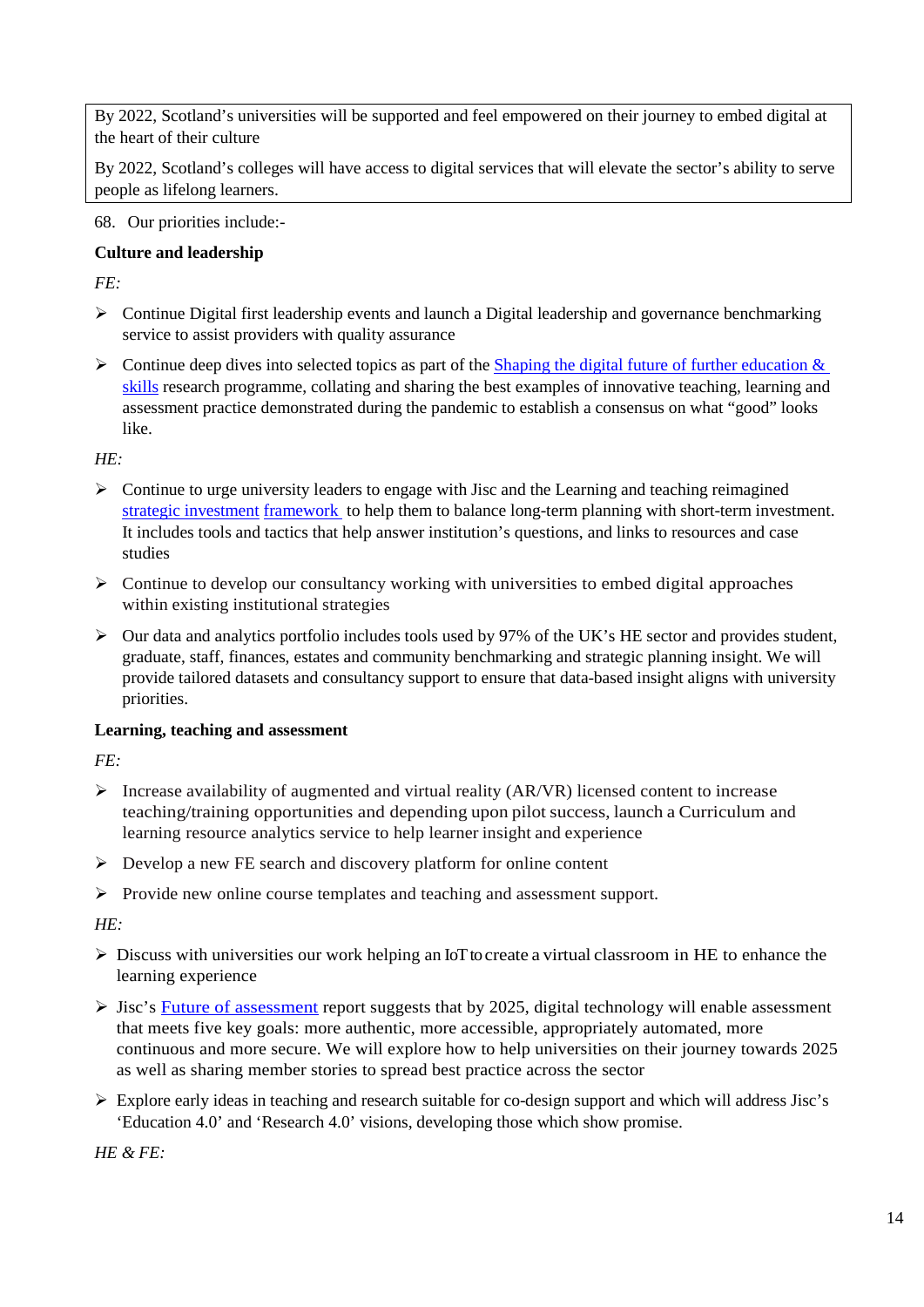By 2022, Scotland's universities will be supported and feel empowered on their journey to embed digital at the heart of their culture

By 2022, Scotland's colleges will have access to digital services that will elevate the sector's ability to serve people as lifelong learners.

68. Our priorities include:-

**Culture and leadership**

*FE:*

- Continue Digital first leadership events and launch a Digital leadership and governance benchmarking service to assist providers with quality assurance
- Continue deep dives into selected topics as part of the Shaping the digital future of further education & skills research programme, collating and sharing the best examples of innovative teaching, learning and assessment practice demonstrated during the pandemic to establish a consensus on what "good" looks like.

*HE:*

- Continue to urge university leaders to engage with Jisc and the Learning and teaching reimagined strategic investment framework to help them to balance long-term planning with short-term investment. It includes tools and tactics that help answer institution's questions, and links to resources and case studies
- Continue to develop our consultancy working with universities to embed digital approaches within existing institutional strategies
- Our data and analytics portfolio includes tools used by 97% of the UK's HE sector and provides student, graduate, staff, finances, estates and community benchmarking and strategic planning insight. We will provide tailored datasets and consultancy support to ensure that data-based insight aligns with university priorities.

**Learning, teaching and assessment**

*FE:*

- Increase availability of augmented and virtual reality (AR/VR) licensed content to increase teaching/training opportunities and depending upon pilot success, launch a Curriculum and learning resource analytics service to help learner insight and experience
- Develop a new FE search and discovery platform for online content
- Provide new online course templates and teaching and assessment support.

*HE:*

- Discuss with universities our work helping an IoT to create a virtual classroom in HE to enhance the learning experience
- Jisc's Future of assessment report suggests that by 2025, digital technology will enable assessment that meets five key goals: more authentic, more accessible, appropriately automated, more continuous and more secure. We will explore how to help universities on their journey towards 2025 as well as sharing member stories to spread best practice across the sector
- Explore early ideas in teaching and research suitable for co-design support and which will address Jisc's 'Education 4.0' and 'Research 4.0' visions, developing those which show promise.

*HE & FE:*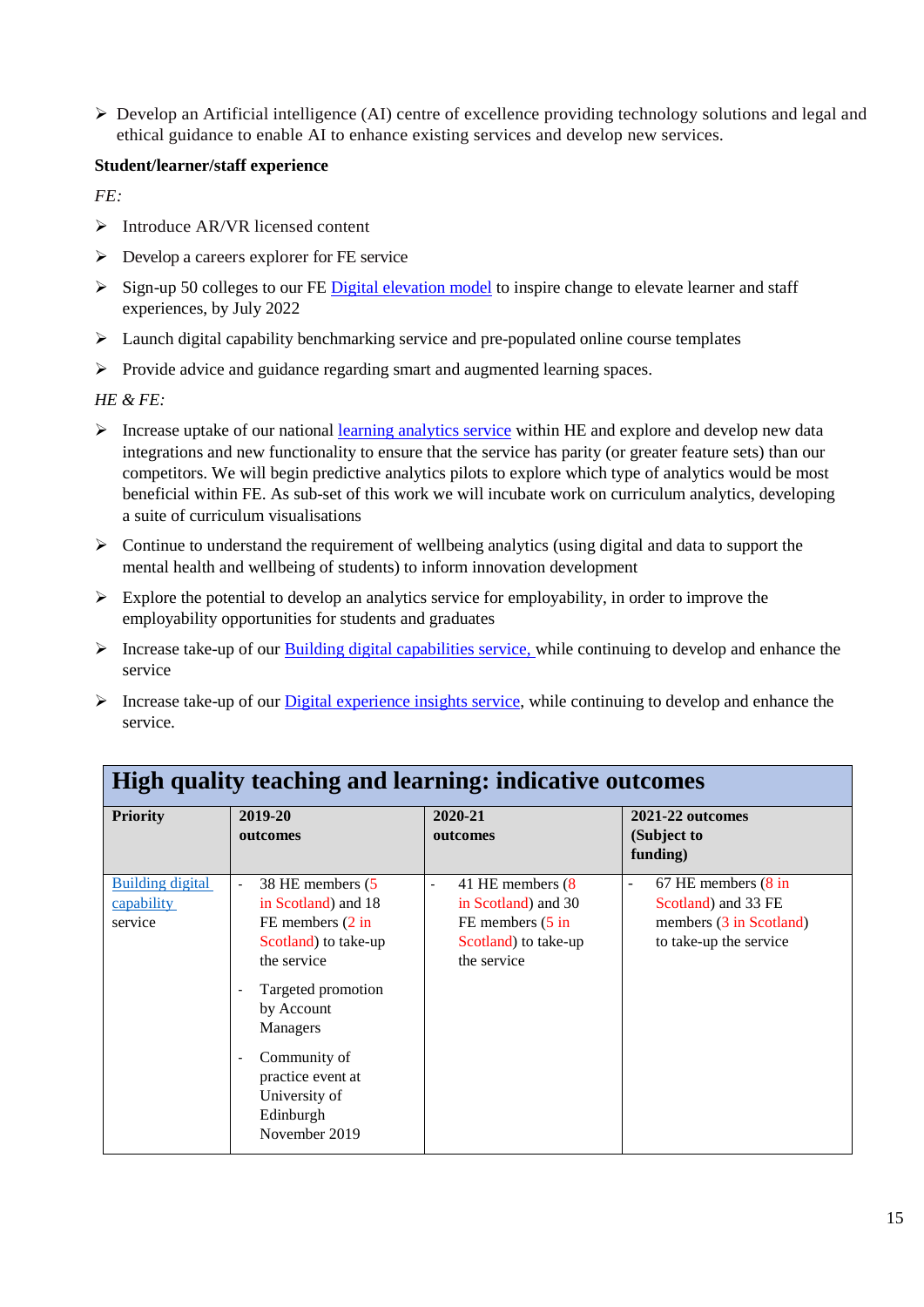- Develop an Artificial intelligence (AI) centre of excellence providing technology solutions and legal and ethical guidance to enable AI to enhance existing services and develop new services.

**Student/learner/staff experience**

*FE:*

- Introduce AR/VR licensed content
- Develop a careers explorer for FE service
- Sign-up 50 colleges to our FE Digital elevation model to inspire change to elevate learner and staff experiences, by July 2022
- Launch digital capability benchmarking service and pre-populated online course templates
- Provide advice and guidance regarding smart and augmented learning spaces.

*HE & FE:*

- Increase uptake of our national learning analytics service within HE and explore and develop new data integrations and new functionality to ensure that the service has parity (or greater feature sets) than our competitors. We will begin predictive analytics pilots to explore which type of analytics would be most beneficial within FE. As sub-set of this work we will incubate work on curriculum analytics, developing a suite of curriculum visualisations
- Continue to understand the requirement of wellbeing analytics (using digital and data to support the mental health and wellbeing of students) to inform innovation development
- Explore the potential to develop an analytics service for employability, in order to improve the employability opportunities for students and graduates
- Increase take-up of our Building digital capabilities service, while continuing to develop and enhance the service
- Increase take-up of our Digital experience insights service, while continuing to develop and enhance the service.

| High quality teaching and learning: indicative outcomes | | | |
|---|---|---|---|
| **Priority** | **2019-20 outcomes** | **2020-21 outcomes** | **2021-22 outcomes (Subject to funding)** |
| Building digital capability service | - 38 HE members (5 in Scotland) and 18 FE members (2 in Scotland) to take-up the service<br>- Targeted promotion by Account Managers<br>- Community of practice event at University of Edinburgh November 2019 | - 41 HE members (8 in Scotland) and 30 FE members (5 in Scotland) to take-up the service | - 67 HE members (8 in Scotland) and 33 FE members (3 in Scotland) to take-up the service |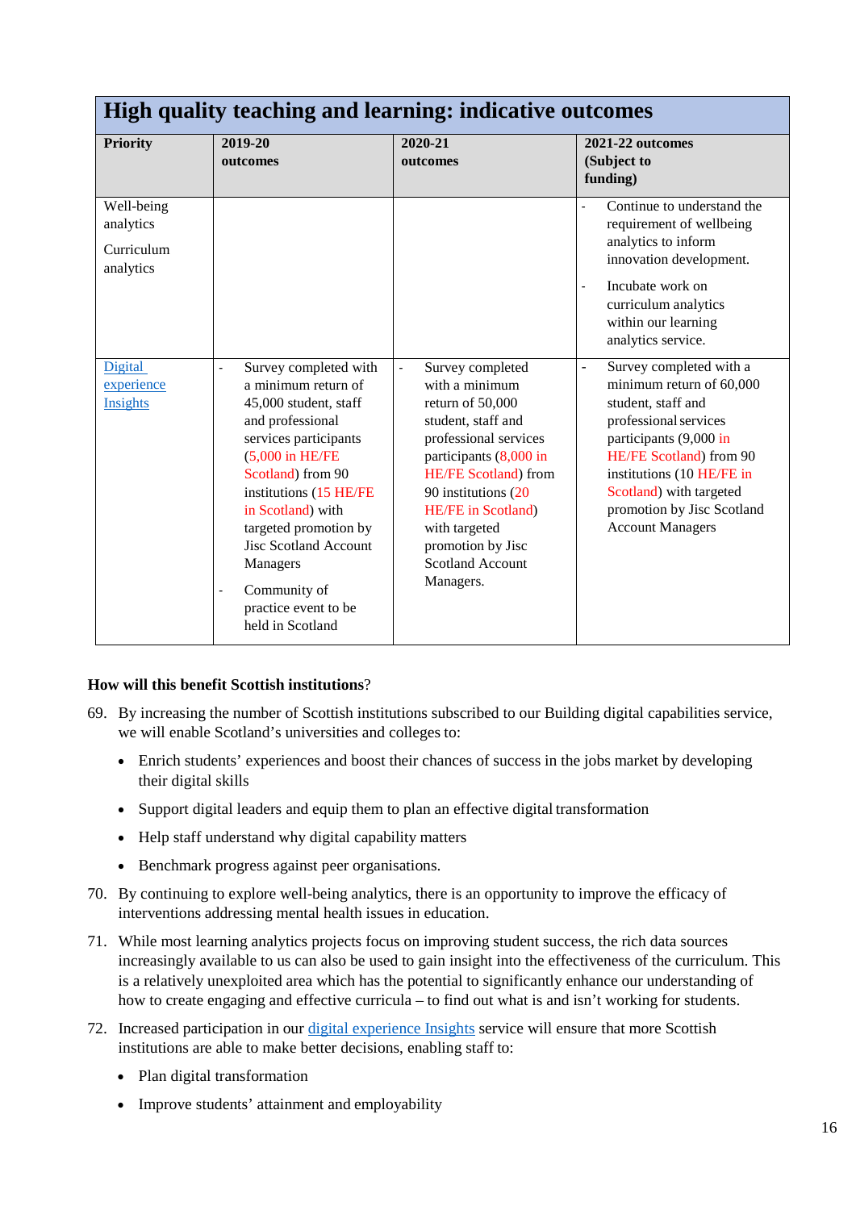| High quality teaching and learning: indicative outcomes | | | |
|---|---|---|---|
| **Priority** | **2019-20 outcomes** | **2020-21 outcomes** | **2021-22 outcomes (Subject to funding)** |
| Well-being analytics<br><br>Curriculum analytics | | | - Continue to understand the requirement of wellbeing analytics to inform innovation development.<br>- Incubate work on curriculum analytics within our learning analytics service. |
| [Digital experience Insights]() | - Survey completed with a minimum return of 45,000 student, staff and professional services participants (5,000 in HE/FE Scotland) from 90 institutions (15 HE/FE in Scotland) with targeted promotion by Jisc Scotland Account Managers<br>- Community of practice event to be held in Scotland | - Survey completed with a minimum return of 50,000 student, staff and professional services participants (8,000 in HE/FE Scotland) from 90 institutions (20 HE/FE in Scotland) with targeted promotion by Jisc Scotland Account Managers. | - Survey completed with a minimum return of 60,000 student, staff and professional services participants (9,000 in HE/FE Scotland) from 90 institutions (10 HE/FE in Scotland) with targeted promotion by Jisc Scotland Account Managers |

**How will this benefit Scottish institutions**?

69. By increasing the number of Scottish institutions subscribed to our Building digital capabilities service, we will enable Scotland's universities and colleges to:
    - Enrich students' experiences and boost their chances of success in the jobs market by developing their digital skills
    - Support digital leaders and equip them to plan an effective digital transformation
    - Help staff understand why digital capability matters
    - Benchmark progress against peer organisations.

70. By continuing to explore well-being analytics, there is an opportunity to improve the efficacy of interventions addressing mental health issues in education.

71. While most learning analytics projects focus on improving student success, the rich data sources increasingly available to us can also be used to gain insight into the effectiveness of the curriculum. This is a relatively unexploited area which has the potential to significantly enhance our understanding of how to create engaging and effective curricula – to find out what is and isn't working for students.

72. Increased participation in our [digital experience Insights]() service will ensure that more Scottish institutions are able to make better decisions, enabling staff to:
    - Plan digital transformation
    - Improve students' attainment and employability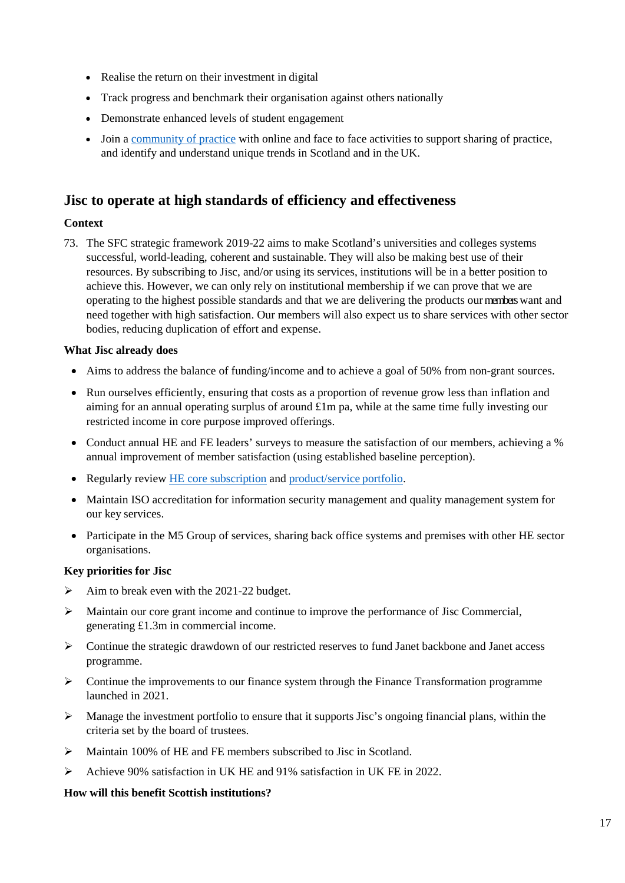- Realise the return on their investment in digital
- Track progress and benchmark their organisation against others nationally
- Demonstrate enhanced levels of student engagement
- Join a [community of practice](#) with online and face to face activities to support sharing of practice, and identify and understand unique trends in Scotland and in the UK.

## Jisc to operate at high standards of efficiency and effectiveness

**Context**

73. The SFC strategic framework 2019-22 aims to make Scotland's universities and colleges systems successful, world-leading, coherent and sustainable. They will also be making best use of their resources. By subscribing to Jisc, and/or using its services, institutions will be in a better position to achieve this. However, we can only rely on institutional membership if we can prove that we are operating to the highest possible standards and that we are delivering the products our members want and need together with high satisfaction. Our members will also expect us to share services with other sector bodies, reducing duplication of effort and expense.

**What Jisc already does**

- Aims to address the balance of funding/income and to achieve a goal of 50% from non-grant sources.
- Run ourselves efficiently, ensuring that costs as a proportion of revenue grow less than inflation and aiming for an annual operating surplus of around £1m pa, while at the same time fully investing our restricted income in core purpose improved offerings.
- Conduct annual HE and FE leaders' surveys to measure the satisfaction of our members, achieving a % annual improvement of member satisfaction (using established baseline perception).
- Regularly review [HE core subscription](#) and [product/service portfolio](#).
- Maintain ISO accreditation for information security management and quality management system for our key services.
- Participate in the M5 Group of services, sharing back office systems and premises with other HE sector organisations.

**Key priorities for Jisc**

- ➢ Aim to break even with the 2021-22 budget.
- ➢ Maintain our core grant income and continue to improve the performance of Jisc Commercial, generating £1.3m in commercial income.
- ➢ Continue the strategic drawdown of our restricted reserves to fund Janet backbone and Janet access programme.
- ➢ Continue the improvements to our finance system through the Finance Transformation programme launched in 2021.
- ➢ Manage the investment portfolio to ensure that it supports Jisc's ongoing financial plans, within the criteria set by the board of trustees.
- ➢ Maintain 100% of HE and FE members subscribed to Jisc in Scotland.
- ➢ Achieve 90% satisfaction in UK HE and 91% satisfaction in UK FE in 2022.

**How will this benefit Scottish institutions?**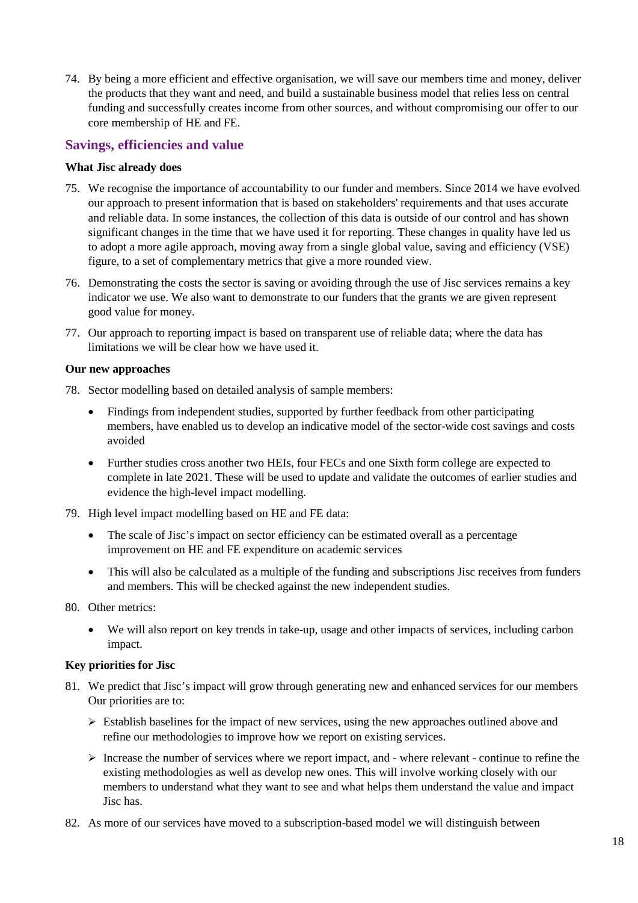74. By being a more efficient and effective organisation, we will save our members time and money, deliver the products that they want and need, and build a sustainable business model that relies less on central funding and successfully creates income from other sources, and without compromising our offer to our core membership of HE and FE.

## Savings, efficiencies and value

**What Jisc already does**

75. We recognise the importance of accountability to our funder and members. Since 2014 we have evolved our approach to present information that is based on stakeholders' requirements and that uses accurate and reliable data. In some instances, the collection of this data is outside of our control and has shown significant changes in the time that we have used it for reporting. These changes in quality have led us to adopt a more agile approach, moving away from a single global value, saving and efficiency (VSE) figure, to a set of complementary metrics that give a more rounded view.

76. Demonstrating the costs the sector is saving or avoiding through the use of Jisc services remains a key indicator we use. We also want to demonstrate to our funders that the grants we are given represent good value for money.

77. Our approach to reporting impact is based on transparent use of reliable data; where the data has limitations we will be clear how we have used it.

**Our new approaches**

78. Sector modelling based on detailed analysis of sample members:

    - Findings from independent studies, supported by further feedback from other participating members, have enabled us to develop an indicative model of the sector-wide cost savings and costs avoided
    - Further studies cross another two HEIs, four FECs and one Sixth form college are expected to complete in late 2021. These will be used to update and validate the outcomes of earlier studies and evidence the high-level impact modelling.

79. High level impact modelling based on HE and FE data:

    - The scale of Jisc's impact on sector efficiency can be estimated overall as a percentage improvement on HE and FE expenditure on academic services
    - This will also be calculated as a multiple of the funding and subscriptions Jisc receives from funders and members. This will be checked against the new independent studies.

80. Other metrics:

    - We will also report on key trends in take-up, usage and other impacts of services, including carbon impact.

**Key priorities for Jisc**

81. We predict that Jisc's impact will grow through generating new and enhanced services for our members Our priorities are to:

    - Establish baselines for the impact of new services, using the new approaches outlined above and refine our methodologies to improve how we report on existing services.
    - Increase the number of services where we report impact, and - where relevant - continue to refine the existing methodologies as well as develop new ones. This will involve working closely with our members to understand what they want to see and what helps them understand the value and impact Jisc has.

82. As more of our services have moved to a subscription-based model we will distinguish between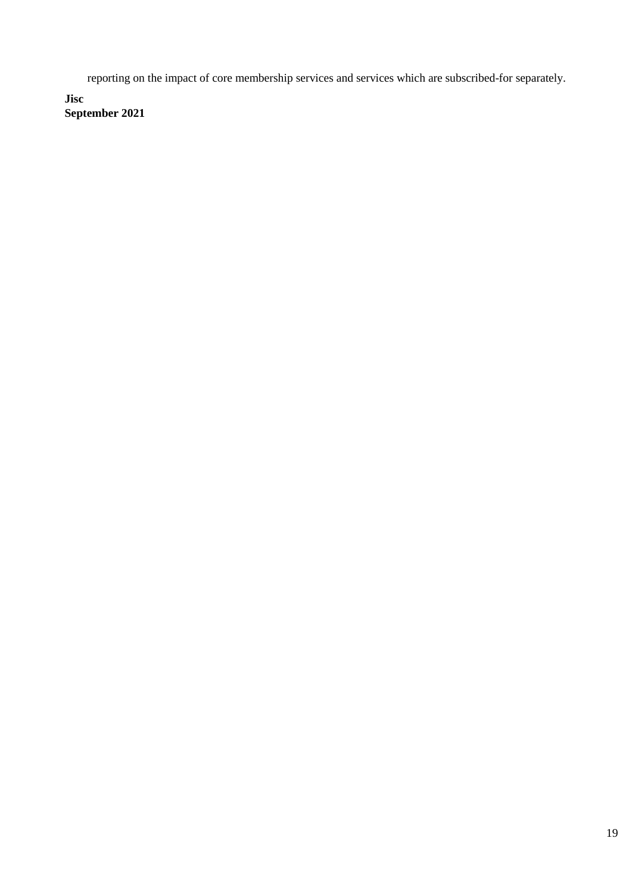reporting on the impact of core membership services and services which are subscribed-for separately.

**Jisc**
**September 2021**